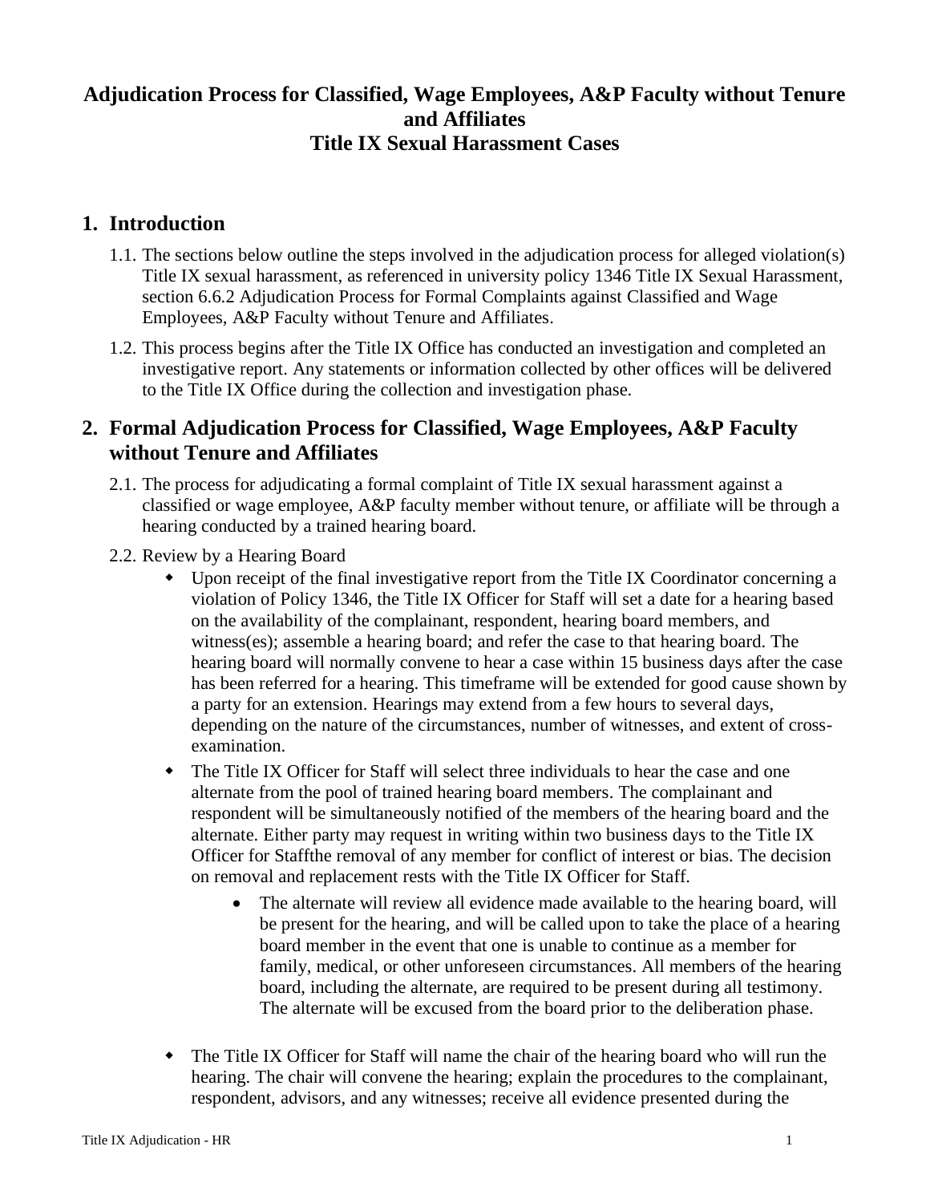# Adjudication Process for Classified, Wage Employees, A&P Faculty without Tenure and Affiliates
# Title IX Sexual Harassment Cases

## 1. Introduction

1.1. The sections below outline the steps involved in the adjudication process for alleged violation(s) Title IX sexual harassment, as referenced in university policy 1346 Title IX Sexual Harassment, section 6.6.2 Adjudication Process for Formal Complaints against Classified and Wage Employees, A&P Faculty without Tenure and Affiliates.

1.2. This process begins after the Title IX Office has conducted an investigation and completed an investigative report. Any statements or information collected by other offices will be delivered to the Title IX Office during the collection and investigation phase.

## 2. Formal Adjudication Process for Classified, Wage Employees, A&P Faculty without Tenure and Affiliates

2.1. The process for adjudicating a formal complaint of Title IX sexual harassment against a classified or wage employee, A&P faculty member without tenure, or affiliate will be through a hearing conducted by a trained hearing board.

2.2. Review by a Hearing Board

- Upon receipt of the final investigative report from the Title IX Coordinator concerning a violation of Policy 1346, the Title IX Officer for Staff will set a date for a hearing based on the availability of the complainant, respondent, hearing board members, and witness(es); assemble a hearing board; and refer the case to that hearing board. The hearing board will normally convene to hear a case within 15 business days after the case has been referred for a hearing. This timeframe will be extended for good cause shown by a party for an extension. Hearings may extend from a few hours to several days, depending on the nature of the circumstances, number of witnesses, and extent of cross-examination.
- The Title IX Officer for Staff will select three individuals to hear the case and one alternate from the pool of trained hearing board members. The complainant and respondent will be simultaneously notified of the members of the hearing board and the alternate. Either party may request in writing within two business days to the Title IX Officer for Staffthe removal of any member for conflict of interest or bias. The decision on removal and replacement rests with the Title IX Officer for Staff.
    - The alternate will review all evidence made available to the hearing board, will be present for the hearing, and will be called upon to take the place of a hearing board member in the event that one is unable to continue as a member for family, medical, or other unforeseen circumstances. All members of the hearing board, including the alternate, are required to be present during all testimony. The alternate will be excused from the board prior to the deliberation phase.
- The Title IX Officer for Staff will name the chair of the hearing board who will run the hearing. The chair will convene the hearing; explain the procedures to the complainant, respondent, advisors, and any witnesses; receive all evidence presented during the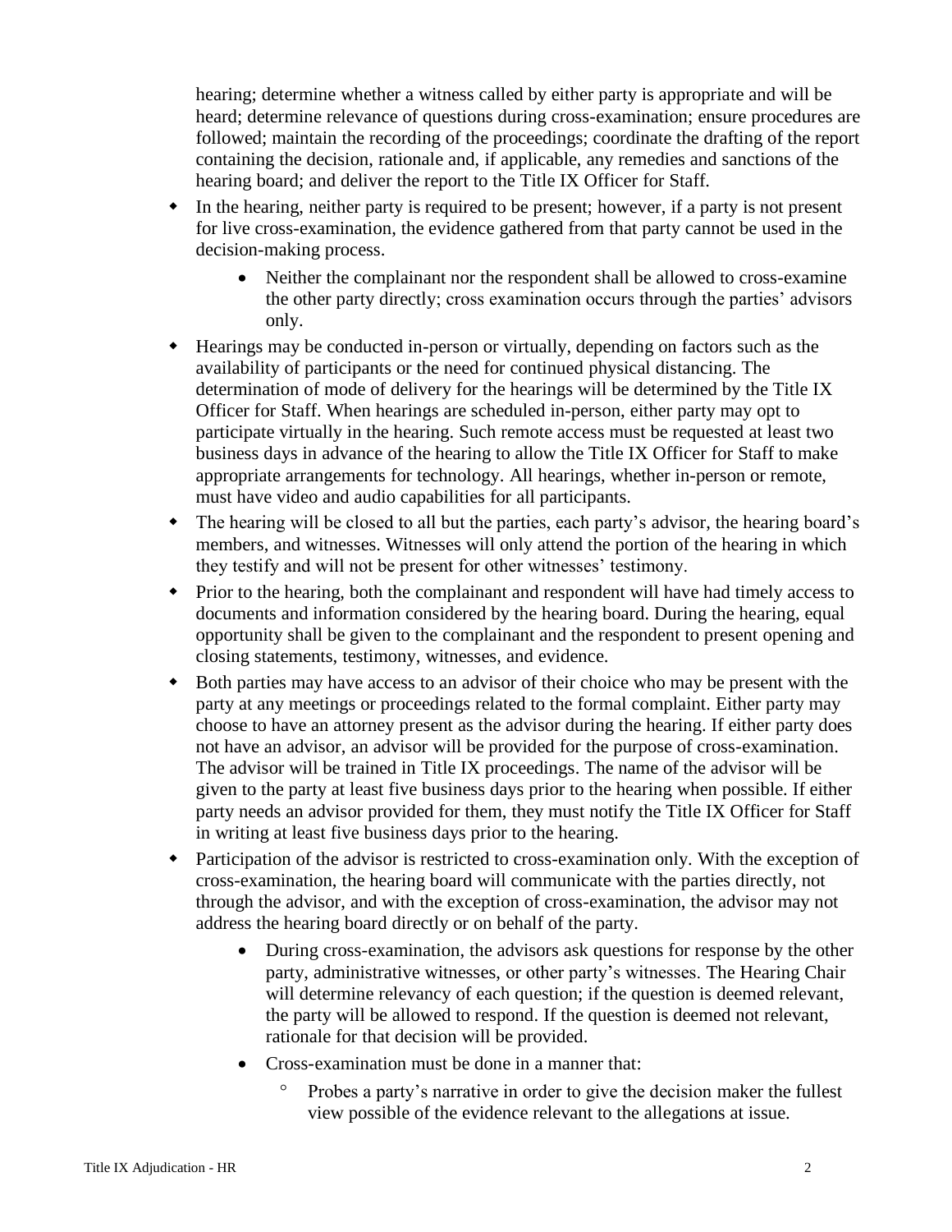hearing; determine whether a witness called by either party is appropriate and will be heard; determine relevance of questions during cross-examination; ensure procedures are followed; maintain the recording of the proceedings; coordinate the drafting of the report containing the decision, rationale and, if applicable, any remedies and sanctions of the hearing board; and deliver the report to the Title IX Officer for Staff.

- In the hearing, neither party is required to be present; however, if a party is not present for live cross-examination, the evidence gathered from that party cannot be used in the decision-making process.
    - Neither the complainant nor the respondent shall be allowed to cross-examine the other party directly; cross examination occurs through the parties' advisors only.
- Hearings may be conducted in-person or virtually, depending on factors such as the availability of participants or the need for continued physical distancing. The determination of mode of delivery for the hearings will be determined by the Title IX Officer for Staff. When hearings are scheduled in-person, either party may opt to participate virtually in the hearing. Such remote access must be requested at least two business days in advance of the hearing to allow the Title IX Officer for Staff to make appropriate arrangements for technology. All hearings, whether in-person or remote, must have video and audio capabilities for all participants.
- The hearing will be closed to all but the parties, each party's advisor, the hearing board's members, and witnesses. Witnesses will only attend the portion of the hearing in which they testify and will not be present for other witnesses' testimony.
- Prior to the hearing, both the complainant and respondent will have had timely access to documents and information considered by the hearing board. During the hearing, equal opportunity shall be given to the complainant and the respondent to present opening and closing statements, testimony, witnesses, and evidence.
- Both parties may have access to an advisor of their choice who may be present with the party at any meetings or proceedings related to the formal complaint. Either party may choose to have an attorney present as the advisor during the hearing. If either party does not have an advisor, an advisor will be provided for the purpose of cross-examination. The advisor will be trained in Title IX proceedings. The name of the advisor will be given to the party at least five business days prior to the hearing when possible. If either party needs an advisor provided for them, they must notify the Title IX Officer for Staff in writing at least five business days prior to the hearing.
- Participation of the advisor is restricted to cross-examination only. With the exception of cross-examination, the hearing board will communicate with the parties directly, not through the advisor, and with the exception of cross-examination, the advisor may not address the hearing board directly or on behalf of the party.
    - During cross-examination, the advisors ask questions for response by the other party, administrative witnesses, or other party's witnesses. The Hearing Chair will determine relevancy of each question; if the question is deemed relevant, the party will be allowed to respond. If the question is deemed not relevant, rationale for that decision will be provided.
    - Cross-examination must be done in a manner that:
        - Probes a party's narrative in order to give the decision maker the fullest view possible of the evidence relevant to the allegations at issue.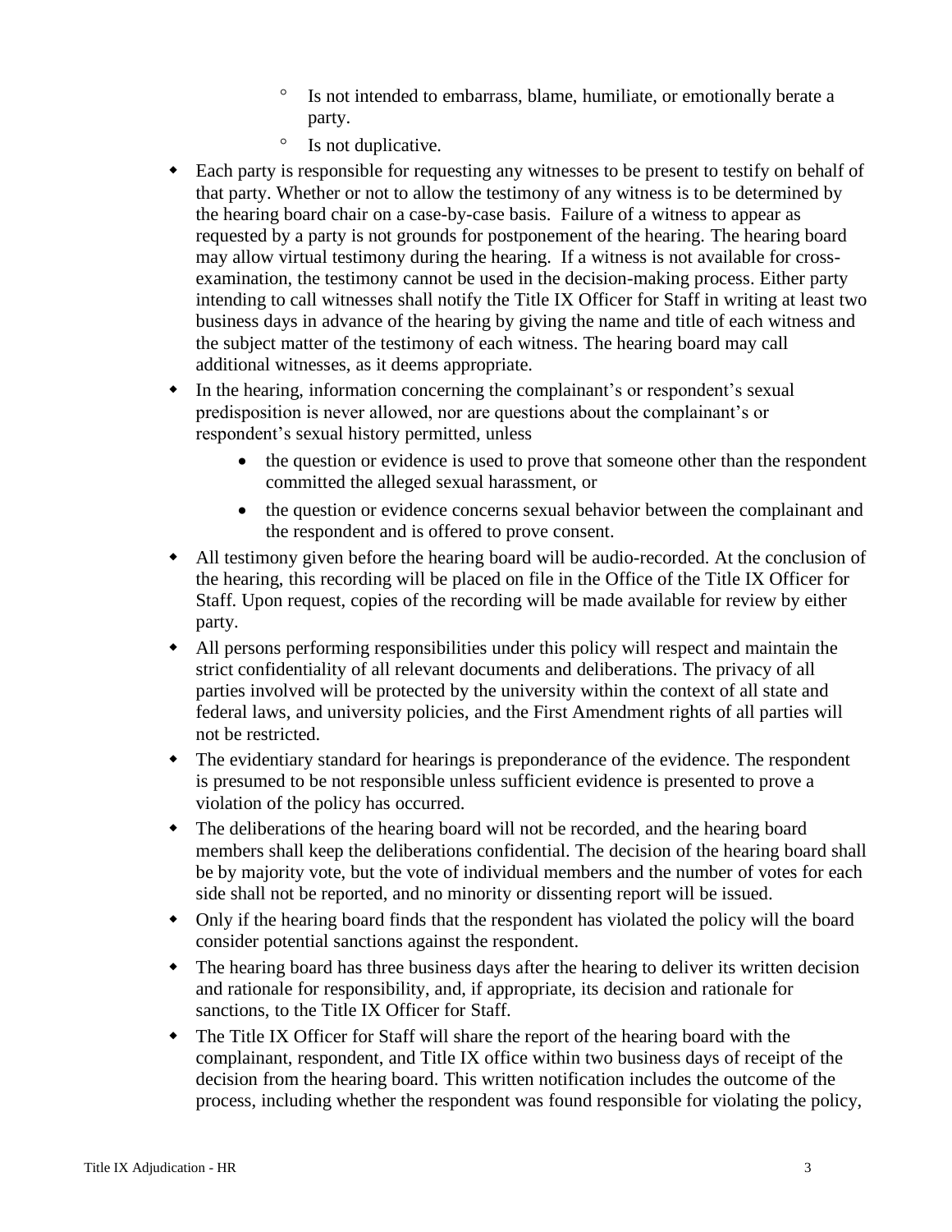- Is not intended to embarrass, blame, humiliate, or emotionally berate a party.
    - Is not duplicative.
- Each party is responsible for requesting any witnesses to be present to testify on behalf of that party. Whether or not to allow the testimony of any witness is to be determined by the hearing board chair on a case-by-case basis. Failure of a witness to appear as requested by a party is not grounds for postponement of the hearing. The hearing board may allow virtual testimony during the hearing. If a witness is not available for cross-examination, the testimony cannot be used in the decision-making process. Either party intending to call witnesses shall notify the Title IX Officer for Staff in writing at least two business days in advance of the hearing by giving the name and title of each witness and the subject matter of the testimony of each witness. The hearing board may call additional witnesses, as it deems appropriate.
- In the hearing, information concerning the complainant's or respondent's sexual predisposition is never allowed, nor are questions about the complainant's or respondent's sexual history permitted, unless
    - the question or evidence is used to prove that someone other than the respondent committed the alleged sexual harassment, or
    - the question or evidence concerns sexual behavior between the complainant and the respondent and is offered to prove consent.
- All testimony given before the hearing board will be audio-recorded. At the conclusion of the hearing, this recording will be placed on file in the Office of the Title IX Officer for Staff. Upon request, copies of the recording will be made available for review by either party.
- All persons performing responsibilities under this policy will respect and maintain the strict confidentiality of all relevant documents and deliberations. The privacy of all parties involved will be protected by the university within the context of all state and federal laws, and university policies, and the First Amendment rights of all parties will not be restricted.
- The evidentiary standard for hearings is preponderance of the evidence. The respondent is presumed to be not responsible unless sufficient evidence is presented to prove a violation of the policy has occurred.
- The deliberations of the hearing board will not be recorded, and the hearing board members shall keep the deliberations confidential. The decision of the hearing board shall be by majority vote, but the vote of individual members and the number of votes for each side shall not be reported, and no minority or dissenting report will be issued.
- Only if the hearing board finds that the respondent has violated the policy will the board consider potential sanctions against the respondent.
- The hearing board has three business days after the hearing to deliver its written decision and rationale for responsibility, and, if appropriate, its decision and rationale for sanctions, to the Title IX Officer for Staff.
- The Title IX Officer for Staff will share the report of the hearing board with the complainant, respondent, and Title IX office within two business days of receipt of the decision from the hearing board. This written notification includes the outcome of the process, including whether the respondent was found responsible for violating the policy,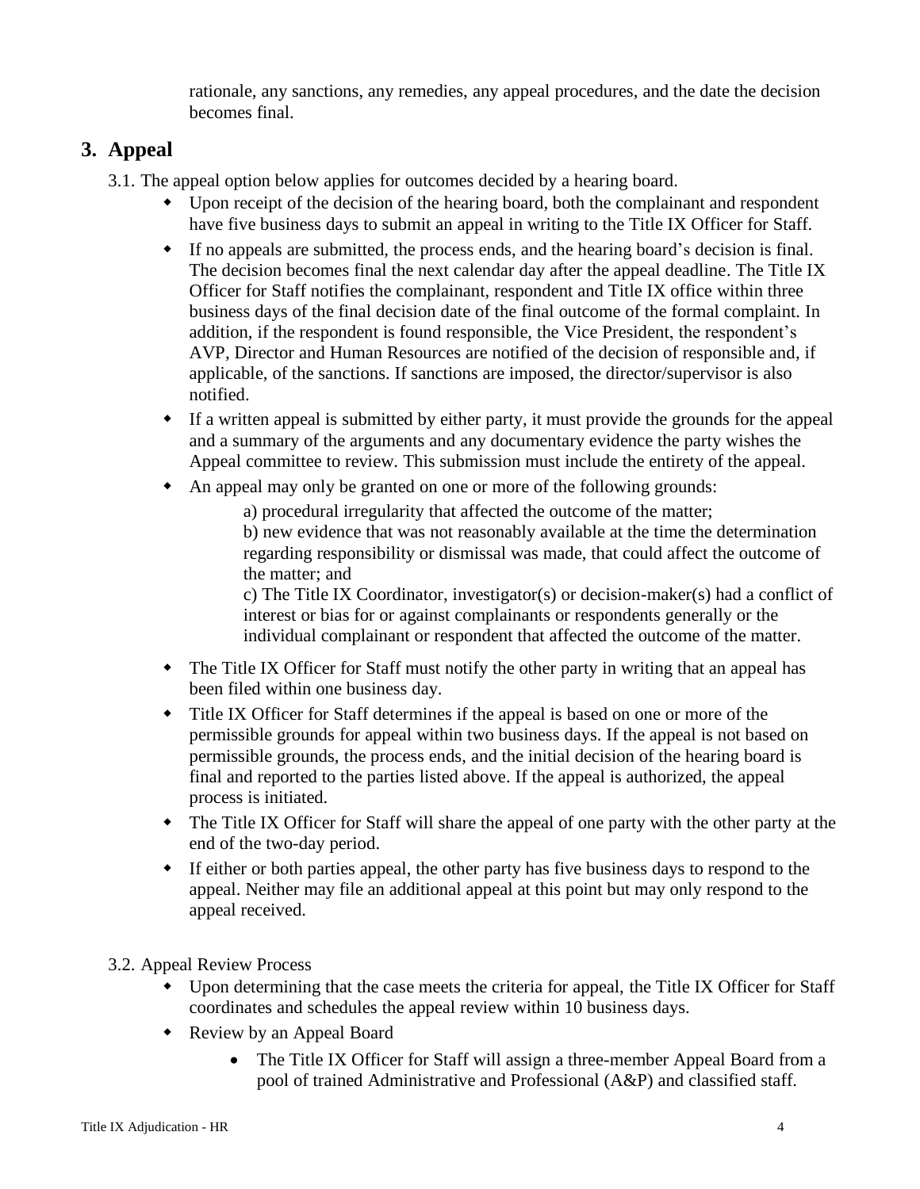rationale, any sanctions, any remedies, any appeal procedures, and the date the decision becomes final.

## 3. Appeal

3.1. The appeal option below applies for outcomes decided by a hearing board.

- Upon receipt of the decision of the hearing board, both the complainant and respondent have five business days to submit an appeal in writing to the Title IX Officer for Staff.
- If no appeals are submitted, the process ends, and the hearing board's decision is final. The decision becomes final the next calendar day after the appeal deadline. The Title IX Officer for Staff notifies the complainant, respondent and Title IX office within three business days of the final decision date of the final outcome of the formal complaint. In addition, if the respondent is found responsible, the Vice President, the respondent's AVP, Director and Human Resources are notified of the decision of responsible and, if applicable, of the sanctions. If sanctions are imposed, the director/supervisor is also notified.
- If a written appeal is submitted by either party, it must provide the grounds for the appeal and a summary of the arguments and any documentary evidence the party wishes the Appeal committee to review. This submission must include the entirety of the appeal.
- An appeal may only be granted on one or more of the following grounds:

  a) procedural irregularity that affected the outcome of the matter;

  b) new evidence that was not reasonably available at the time the determination regarding responsibility or dismissal was made, that could affect the outcome of the matter; and

  c) The Title IX Coordinator, investigator(s) or decision-maker(s) had a conflict of interest or bias for or against complainants or respondents generally or the individual complainant or respondent that affected the outcome of the matter.

- The Title IX Officer for Staff must notify the other party in writing that an appeal has been filed within one business day.
- Title IX Officer for Staff determines if the appeal is based on one or more of the permissible grounds for appeal within two business days. If the appeal is not based on permissible grounds, the process ends, and the initial decision of the hearing board is final and reported to the parties listed above. If the appeal is authorized, the appeal process is initiated.
- The Title IX Officer for Staff will share the appeal of one party with the other party at the end of the two-day period.
- If either or both parties appeal, the other party has five business days to respond to the appeal. Neither may file an additional appeal at this point but may only respond to the appeal received.

3.2. Appeal Review Process

- Upon determining that the case meets the criteria for appeal, the Title IX Officer for Staff coordinates and schedules the appeal review within 10 business days.
- Review by an Appeal Board
  - The Title IX Officer for Staff will assign a three-member Appeal Board from a pool of trained Administrative and Professional (A&P) and classified staff.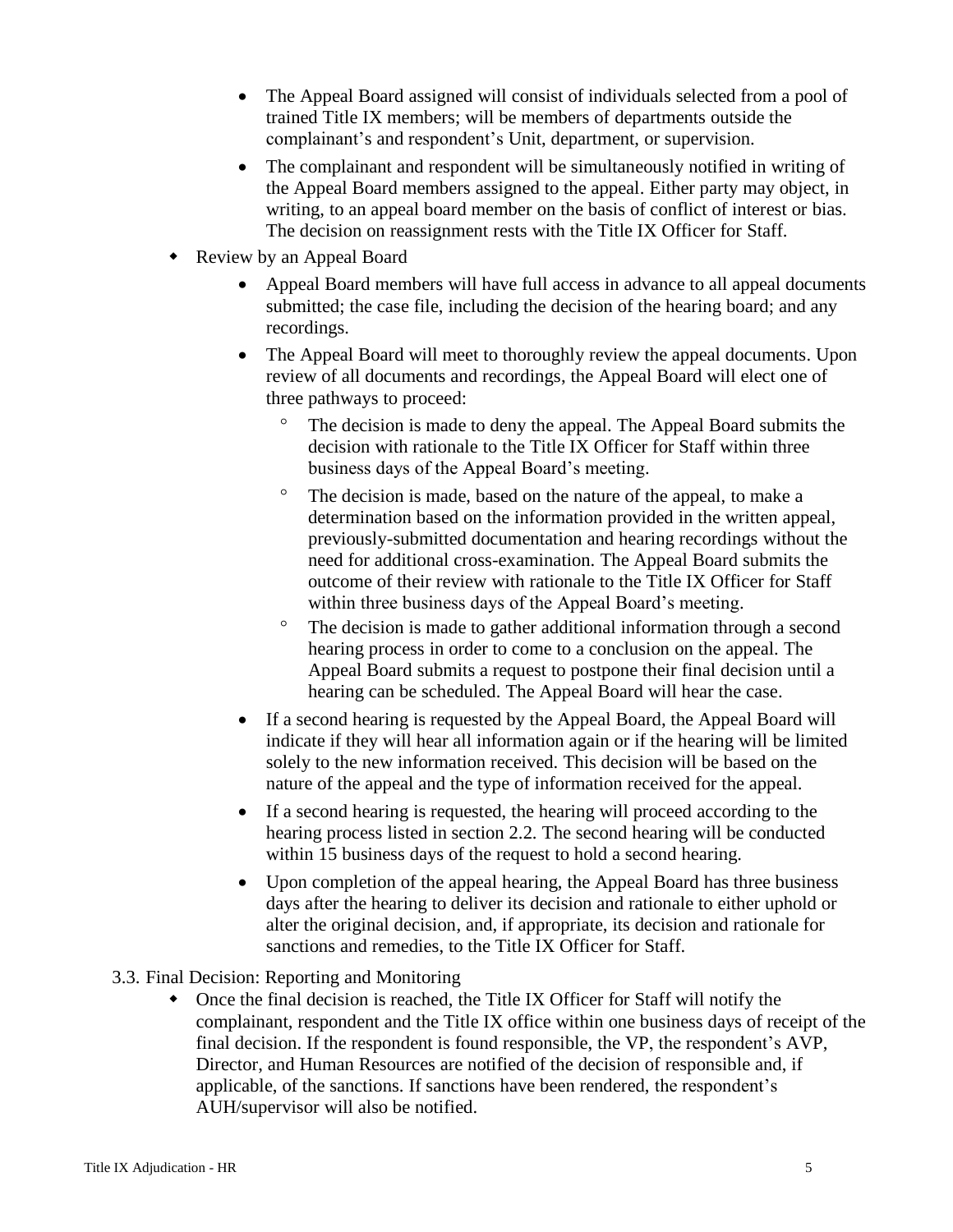- The Appeal Board assigned will consist of individuals selected from a pool of trained Title IX members; will be members of departments outside the complainant's and respondent's Unit, department, or supervision.
- The complainant and respondent will be simultaneously notified in writing of the Appeal Board members assigned to the appeal. Either party may object, in writing, to an appeal board member on the basis of conflict of interest or bias. The decision on reassignment rests with the Title IX Officer for Staff.

- Review by an Appeal Board
  - Appeal Board members will have full access in advance to all appeal documents submitted; the case file, including the decision of the hearing board; and any recordings.
  - The Appeal Board will meet to thoroughly review the appeal documents. Upon review of all documents and recordings, the Appeal Board will elect one of three pathways to proceed:
    - The decision is made to deny the appeal. The Appeal Board submits the decision with rationale to the Title IX Officer for Staff within three business days of the Appeal Board's meeting.
    - The decision is made, based on the nature of the appeal, to make a determination based on the information provided in the written appeal, previously-submitted documentation and hearing recordings without the need for additional cross-examination. The Appeal Board submits the outcome of their review with rationale to the Title IX Officer for Staff within three business days of the Appeal Board's meeting.
    - The decision is made to gather additional information through a second hearing process in order to come to a conclusion on the appeal. The Appeal Board submits a request to postpone their final decision until a hearing can be scheduled. The Appeal Board will hear the case.
  - If a second hearing is requested by the Appeal Board, the Appeal Board will indicate if they will hear all information again or if the hearing will be limited solely to the new information received. This decision will be based on the nature of the appeal and the type of information received for the appeal.
  - If a second hearing is requested, the hearing will proceed according to the hearing process listed in section 2.2. The second hearing will be conducted within 15 business days of the request to hold a second hearing.
  - Upon completion of the appeal hearing, the Appeal Board has three business days after the hearing to deliver its decision and rationale to either uphold or alter the original decision, and, if appropriate, its decision and rationale for sanctions and remedies, to the Title IX Officer for Staff.

3.3. Final Decision: Reporting and Monitoring

- Once the final decision is reached, the Title IX Officer for Staff will notify the complainant, respondent and the Title IX office within one business days of receipt of the final decision. If the respondent is found responsible, the VP, the respondent's AVP, Director, and Human Resources are notified of the decision of responsible and, if applicable, of the sanctions. If sanctions have been rendered, the respondent's AUH/supervisor will also be notified.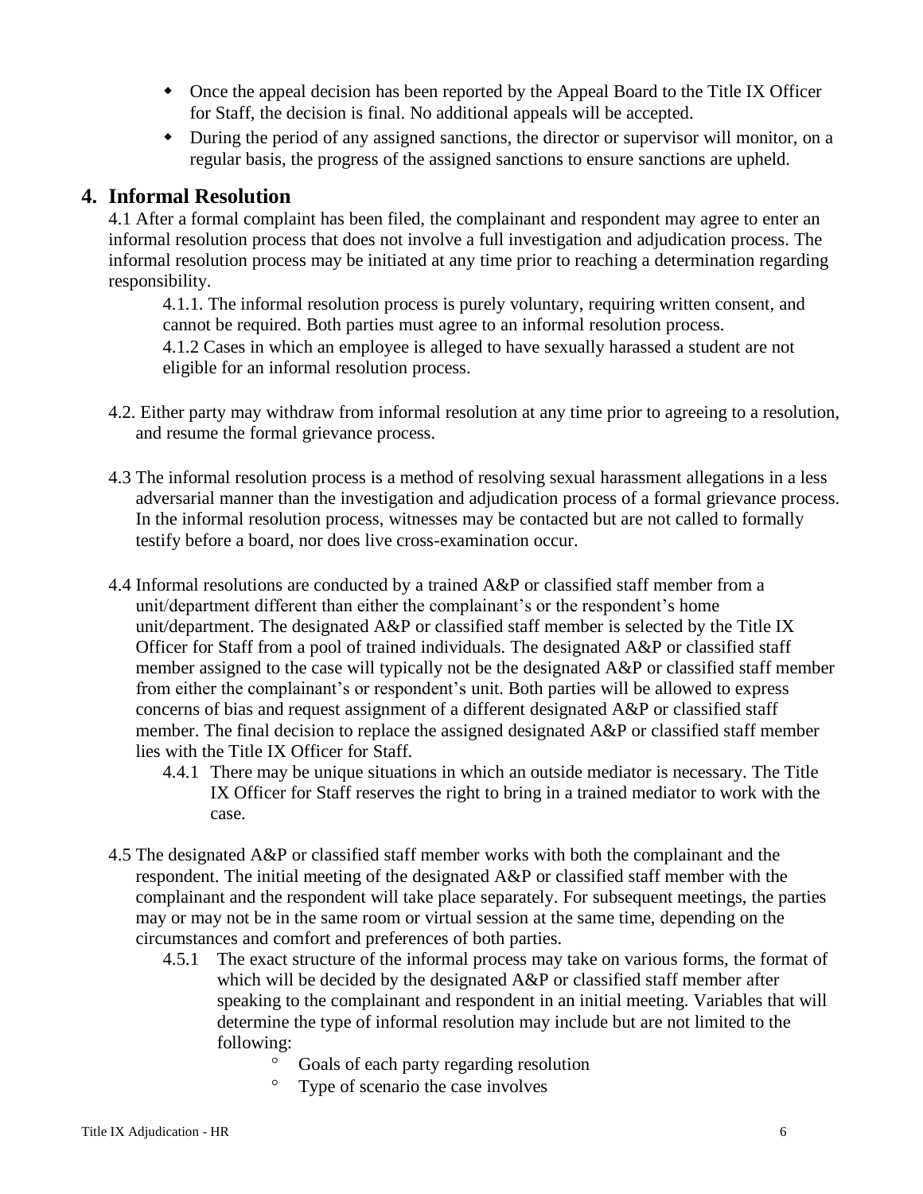- Once the appeal decision has been reported by the Appeal Board to the Title IX Officer for Staff, the decision is final. No additional appeals will be accepted.
- During the period of any assigned sanctions, the director or supervisor will monitor, on a regular basis, the progress of the assigned sanctions to ensure sanctions are upheld.

## 4. Informal Resolution

4.1 After a formal complaint has been filed, the complainant and respondent may agree to enter an informal resolution process that does not involve a full investigation and adjudication process. The informal resolution process may be initiated at any time prior to reaching a determination regarding responsibility.

4.1.1. The informal resolution process is purely voluntary, requiring written consent, and cannot be required. Both parties must agree to an informal resolution process.

4.1.2 Cases in which an employee is alleged to have sexually harassed a student are not eligible for an informal resolution process.

4.2. Either party may withdraw from informal resolution at any time prior to agreeing to a resolution, and resume the formal grievance process.

4.3 The informal resolution process is a method of resolving sexual harassment allegations in a less adversarial manner than the investigation and adjudication process of a formal grievance process. In the informal resolution process, witnesses may be contacted but are not called to formally testify before a board, nor does live cross-examination occur.

4.4 Informal resolutions are conducted by a trained A&P or classified staff member from a unit/department different than either the complainant's or the respondent's home unit/department. The designated A&P or classified staff member is selected by the Title IX Officer for Staff from a pool of trained individuals. The designated A&P or classified staff member assigned to the case will typically not be the designated A&P or classified staff member from either the complainant's or respondent's unit. Both parties will be allowed to express concerns of bias and request assignment of a different designated A&P or classified staff member. The final decision to replace the assigned designated A&P or classified staff member lies with the Title IX Officer for Staff.

4.4.1 There may be unique situations in which an outside mediator is necessary. The Title IX Officer for Staff reserves the right to bring in a trained mediator to work with the case.

4.5 The designated A&P or classified staff member works with both the complainant and the respondent. The initial meeting of the designated A&P or classified staff member with the complainant and the respondent will take place separately. For subsequent meetings, the parties may or may not be in the same room or virtual session at the same time, depending on the circumstances and comfort and preferences of both parties.

4.5.1 The exact structure of the informal process may take on various forms, the format of which will be decided by the designated A&P or classified staff member after speaking to the complainant and respondent in an initial meeting. Variables that will determine the type of informal resolution may include but are not limited to the following:

- Goals of each party regarding resolution
- Type of scenario the case involves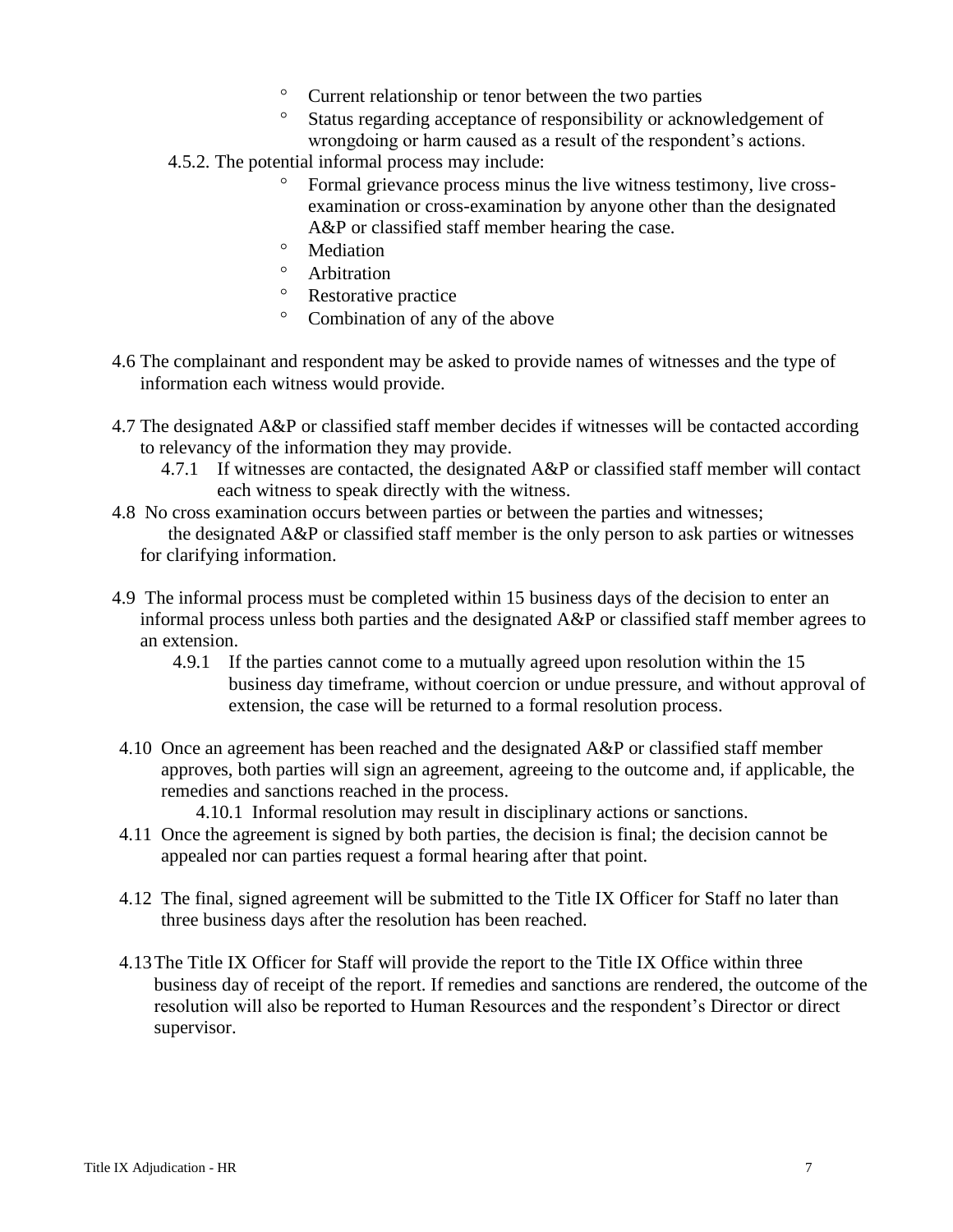- Current relationship or tenor between the two parties
- Status regarding acceptance of responsibility or acknowledgement of wrongdoing or harm caused as a result of the respondent's actions.

4.5.2. The potential informal process may include:

- Formal grievance process minus the live witness testimony, live cross-examination or cross-examination by anyone other than the designated A&P or classified staff member hearing the case.
- Mediation
- Arbitration
- Restorative practice
- Combination of any of the above

4.6 The complainant and respondent may be asked to provide names of witnesses and the type of information each witness would provide.

4.7 The designated A&P or classified staff member decides if witnesses will be contacted according to relevancy of the information they may provide.

4.7.1 If witnesses are contacted, the designated A&P or classified staff member will contact each witness to speak directly with the witness.

4.8 No cross examination occurs between parties or between the parties and witnesses; the designated A&P or classified staff member is the only person to ask parties or witnesses for clarifying information.

4.9 The informal process must be completed within 15 business days of the decision to enter an informal process unless both parties and the designated A&P or classified staff member agrees to an extension.

4.9.1 If the parties cannot come to a mutually agreed upon resolution within the 15 business day timeframe, without coercion or undue pressure, and without approval of extension, the case will be returned to a formal resolution process.

4.10 Once an agreement has been reached and the designated A&P or classified staff member approves, both parties will sign an agreement, agreeing to the outcome and, if applicable, the remedies and sanctions reached in the process.

4.10.1 Informal resolution may result in disciplinary actions or sanctions.

4.11 Once the agreement is signed by both parties, the decision is final; the decision cannot be appealed nor can parties request a formal hearing after that point.

4.12 The final, signed agreement will be submitted to the Title IX Officer for Staff no later than three business days after the resolution has been reached.

4.13 The Title IX Officer for Staff will provide the report to the Title IX Office within three business day of receipt of the report. If remedies and sanctions are rendered, the outcome of the resolution will also be reported to Human Resources and the respondent's Director or direct supervisor.